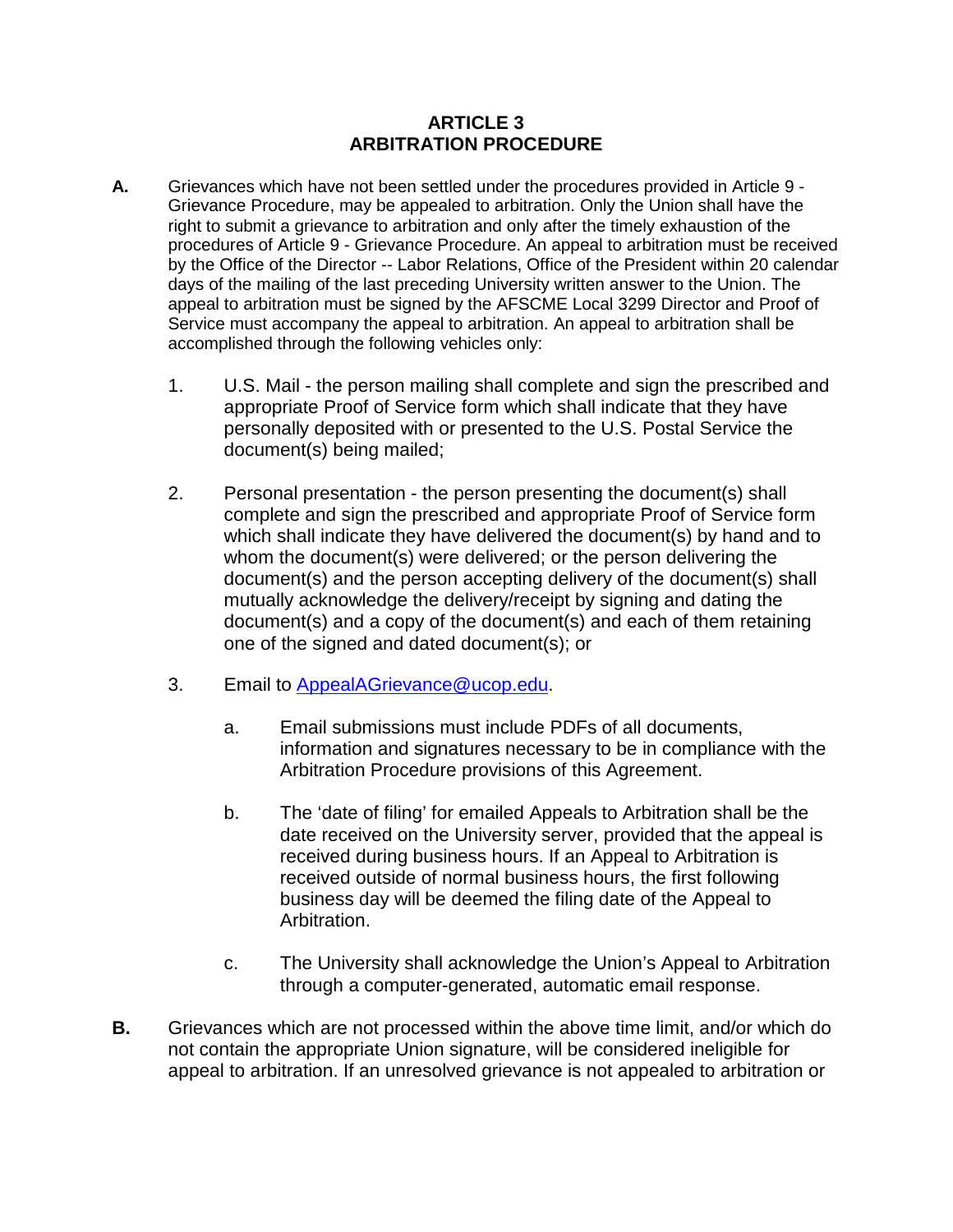# ARTICLE 3
# ARBITRATION PROCEDURE

**A.** Grievances which have not been settled under the procedures provided in Article 9 - Grievance Procedure, may be appealed to arbitration. Only the Union shall have the right to submit a grievance to arbitration and only after the timely exhaustion of the procedures of Article 9 - Grievance Procedure. An appeal to arbitration must be received by the Office of the Director -- Labor Relations, Office of the President within 20 calendar days of the mailing of the last preceding University written answer to the Union. The appeal to arbitration must be signed by the AFSCME Local 3299 Director and Proof of Service must accompany the appeal to arbitration. An appeal to arbitration shall be accomplished through the following vehicles only:

1. U.S. Mail - the person mailing shall complete and sign the prescribed and appropriate Proof of Service form which shall indicate that they have personally deposited with or presented to the U.S. Postal Service the document(s) being mailed;

2. Personal presentation - the person presenting the document(s) shall complete and sign the prescribed and appropriate Proof of Service form which shall indicate they have delivered the document(s) by hand and to whom the document(s) were delivered; or the person delivering the document(s) and the person accepting delivery of the document(s) shall mutually acknowledge the delivery/receipt by signing and dating the document(s) and a copy of the document(s) and each of them retaining one of the signed and dated document(s); or

3. Email to AppealAGrievance@ucop.edu.

   a. Email submissions must include PDFs of all documents, information and signatures necessary to be in compliance with the Arbitration Procedure provisions of this Agreement.

   b. The 'date of filing' for emailed Appeals to Arbitration shall be the date received on the University server, provided that the appeal is received during business hours. If an Appeal to Arbitration is received outside of normal business hours, the first following business day will be deemed the filing date of the Appeal to Arbitration.

   c. The University shall acknowledge the Union's Appeal to Arbitration through a computer-generated, automatic email response.

**B.** Grievances which are not processed within the above time limit, and/or which do not contain the appropriate Union signature, will be considered ineligible for appeal to arbitration. If an unresolved grievance is not appealed to arbitration or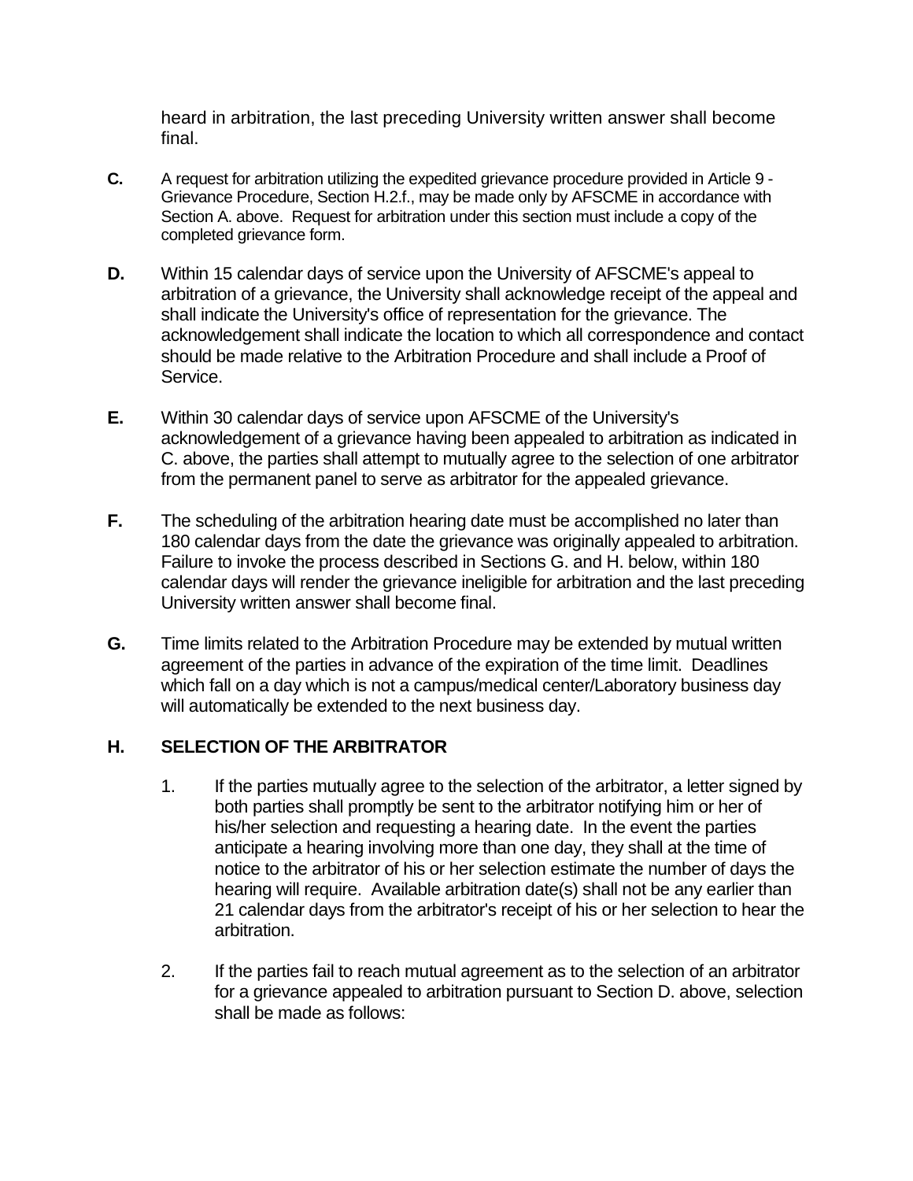heard in arbitration, the last preceding University written answer shall become final.

**C.** A request for arbitration utilizing the expedited grievance procedure provided in Article 9 - Grievance Procedure, Section H.2.f., may be made only by AFSCME in accordance with Section A. above. Request for arbitration under this section must include a copy of the completed grievance form.

**D.** Within 15 calendar days of service upon the University of AFSCME's appeal to arbitration of a grievance, the University shall acknowledge receipt of the appeal and shall indicate the University's office of representation for the grievance. The acknowledgement shall indicate the location to which all correspondence and contact should be made relative to the Arbitration Procedure and shall include a Proof of Service.

**E.** Within 30 calendar days of service upon AFSCME of the University's acknowledgement of a grievance having been appealed to arbitration as indicated in C. above, the parties shall attempt to mutually agree to the selection of one arbitrator from the permanent panel to serve as arbitrator for the appealed grievance.

**F.** The scheduling of the arbitration hearing date must be accomplished no later than 180 calendar days from the date the grievance was originally appealed to arbitration. Failure to invoke the process described in Sections G. and H. below, within 180 calendar days will render the grievance ineligible for arbitration and the last preceding University written answer shall become final.

**G.** Time limits related to the Arbitration Procedure may be extended by mutual written agreement of the parties in advance of the expiration of the time limit. Deadlines which fall on a day which is not a campus/medical center/Laboratory business day will automatically be extended to the next business day.

**H. SELECTION OF THE ARBITRATOR**

1. If the parties mutually agree to the selection of the arbitrator, a letter signed by both parties shall promptly be sent to the arbitrator notifying him or her of his/her selection and requesting a hearing date. In the event the parties anticipate a hearing involving more than one day, they shall at the time of notice to the arbitrator of his or her selection estimate the number of days the hearing will require. Available arbitration date(s) shall not be any earlier than 21 calendar days from the arbitrator's receipt of his or her selection to hear the arbitration.

2. If the parties fail to reach mutual agreement as to the selection of an arbitrator for a grievance appealed to arbitration pursuant to Section D. above, selection shall be made as follows: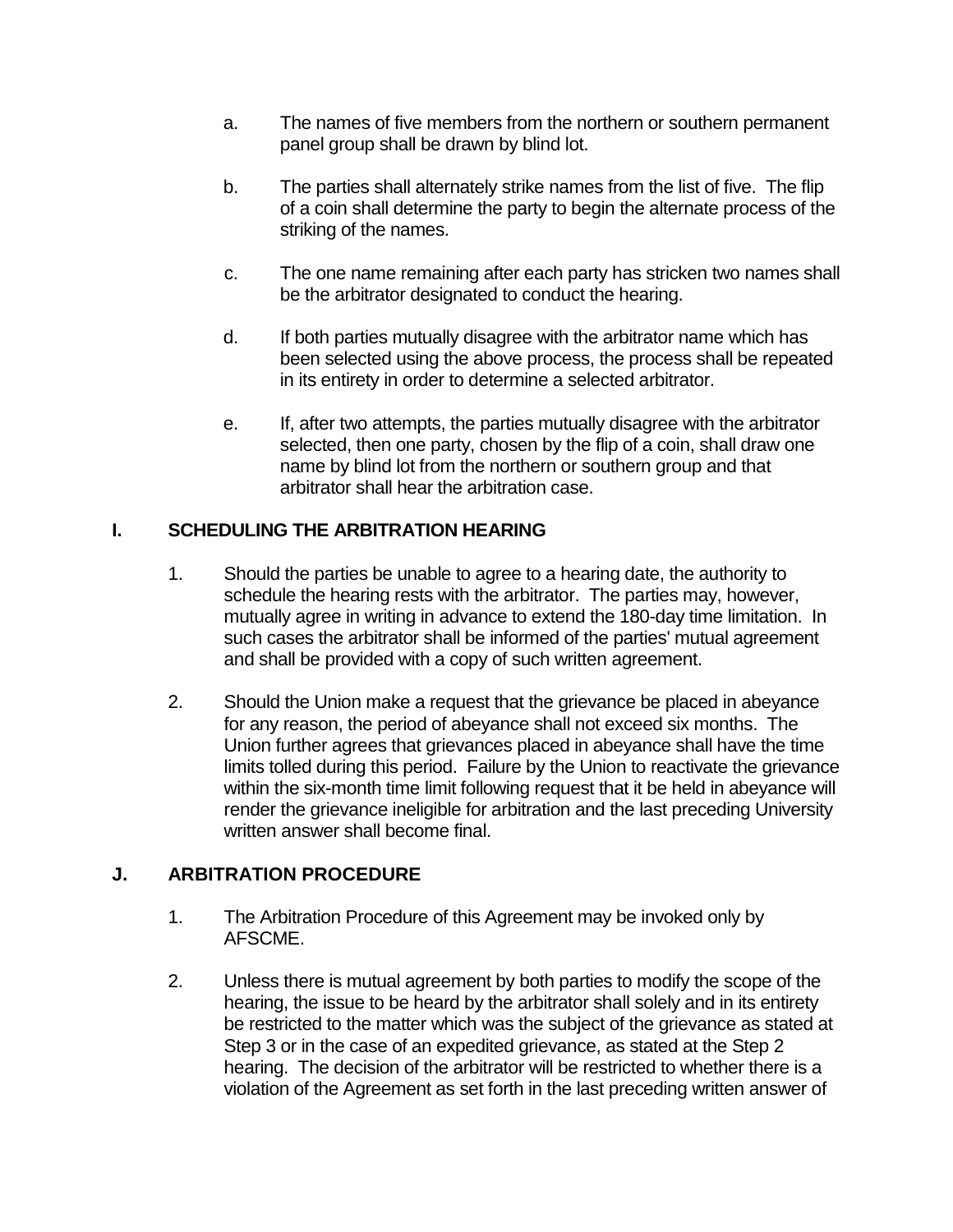a. The names of five members from the northern or southern permanent panel group shall be drawn by blind lot.

b. The parties shall alternately strike names from the list of five. The flip of a coin shall determine the party to begin the alternate process of the striking of the names.

c. The one name remaining after each party has stricken two names shall be the arbitrator designated to conduct the hearing.

d. If both parties mutually disagree with the arbitrator name which has been selected using the above process, the process shall be repeated in its entirety in order to determine a selected arbitrator.

e. If, after two attempts, the parties mutually disagree with the arbitrator selected, then one party, chosen by the flip of a coin, shall draw one name by blind lot from the northern or southern group and that arbitrator shall hear the arbitration case.

## I. SCHEDULING THE ARBITRATION HEARING

1. Should the parties be unable to agree to a hearing date, the authority to schedule the hearing rests with the arbitrator. The parties may, however, mutually agree in writing in advance to extend the 180-day time limitation. In such cases the arbitrator shall be informed of the parties' mutual agreement and shall be provided with a copy of such written agreement.

2. Should the Union make a request that the grievance be placed in abeyance for any reason, the period of abeyance shall not exceed six months. The Union further agrees that grievances placed in abeyance shall have the time limits tolled during this period. Failure by the Union to reactivate the grievance within the six-month time limit following request that it be held in abeyance will render the grievance ineligible for arbitration and the last preceding University written answer shall become final.

## J. ARBITRATION PROCEDURE

1. The Arbitration Procedure of this Agreement may be invoked only by AFSCME.

2. Unless there is mutual agreement by both parties to modify the scope of the hearing, the issue to be heard by the arbitrator shall solely and in its entirety be restricted to the matter which was the subject of the grievance as stated at Step 3 or in the case of an expedited grievance, as stated at the Step 2 hearing. The decision of the arbitrator will be restricted to whether there is a violation of the Agreement as set forth in the last preceding written answer of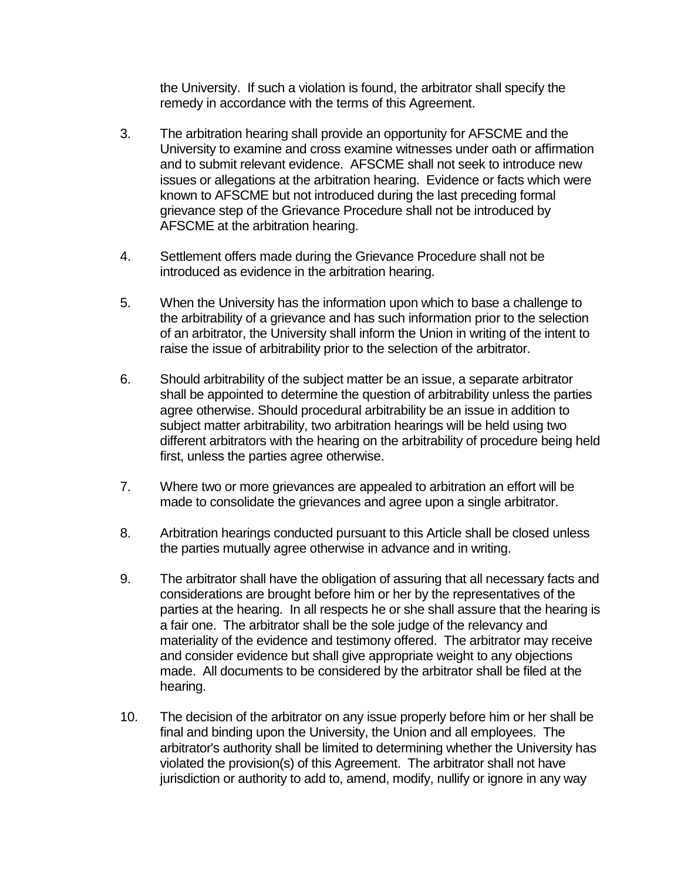the University. If such a violation is found, the arbitrator shall specify the remedy in accordance with the terms of this Agreement.

3. The arbitration hearing shall provide an opportunity for AFSCME and the University to examine and cross examine witnesses under oath or affirmation and to submit relevant evidence. AFSCME shall not seek to introduce new issues or allegations at the arbitration hearing. Evidence or facts which were known to AFSCME but not introduced during the last preceding formal grievance step of the Grievance Procedure shall not be introduced by AFSCME at the arbitration hearing.

4. Settlement offers made during the Grievance Procedure shall not be introduced as evidence in the arbitration hearing.

5. When the University has the information upon which to base a challenge to the arbitrability of a grievance and has such information prior to the selection of an arbitrator, the University shall inform the Union in writing of the intent to raise the issue of arbitrability prior to the selection of the arbitrator.

6. Should arbitrability of the subject matter be an issue, a separate arbitrator shall be appointed to determine the question of arbitrability unless the parties agree otherwise. Should procedural arbitrability be an issue in addition to subject matter arbitrability, two arbitration hearings will be held using two different arbitrators with the hearing on the arbitrability of procedure being held first, unless the parties agree otherwise.

7. Where two or more grievances are appealed to arbitration an effort will be made to consolidate the grievances and agree upon a single arbitrator.

8. Arbitration hearings conducted pursuant to this Article shall be closed unless the parties mutually agree otherwise in advance and in writing.

9. The arbitrator shall have the obligation of assuring that all necessary facts and considerations are brought before him or her by the representatives of the parties at the hearing. In all respects he or she shall assure that the hearing is a fair one. The arbitrator shall be the sole judge of the relevancy and materiality of the evidence and testimony offered. The arbitrator may receive and consider evidence but shall give appropriate weight to any objections made. All documents to be considered by the arbitrator shall be filed at the hearing.

10. The decision of the arbitrator on any issue properly before him or her shall be final and binding upon the University, the Union and all employees. The arbitrator's authority shall be limited to determining whether the University has violated the provision(s) of this Agreement. The arbitrator shall not have jurisdiction or authority to add to, amend, modify, nullify or ignore in any way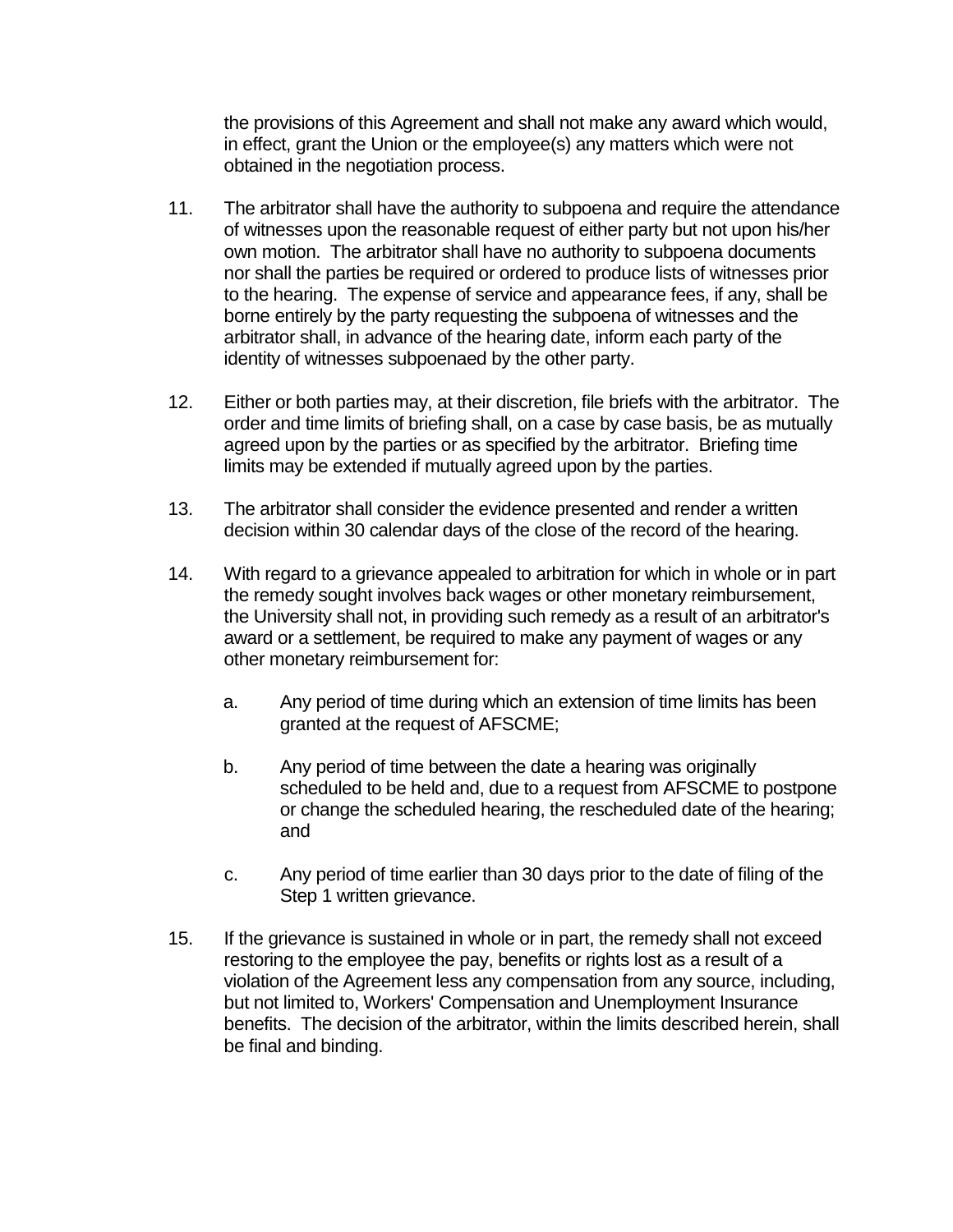the provisions of this Agreement and shall not make any award which would, in effect, grant the Union or the employee(s) any matters which were not obtained in the negotiation process.

11. The arbitrator shall have the authority to subpoena and require the attendance of witnesses upon the reasonable request of either party but not upon his/her own motion. The arbitrator shall have no authority to subpoena documents nor shall the parties be required or ordered to produce lists of witnesses prior to the hearing. The expense of service and appearance fees, if any, shall be borne entirely by the party requesting the subpoena of witnesses and the arbitrator shall, in advance of the hearing date, inform each party of the identity of witnesses subpoenaed by the other party.

12. Either or both parties may, at their discretion, file briefs with the arbitrator. The order and time limits of briefing shall, on a case by case basis, be as mutually agreed upon by the parties or as specified by the arbitrator. Briefing time limits may be extended if mutually agreed upon by the parties.

13. The arbitrator shall consider the evidence presented and render a written decision within 30 calendar days of the close of the record of the hearing.

14. With regard to a grievance appealed to arbitration for which in whole or in part the remedy sought involves back wages or other monetary reimbursement, the University shall not, in providing such remedy as a result of an arbitrator's award or a settlement, be required to make any payment of wages or any other monetary reimbursement for:

    a. Any period of time during which an extension of time limits has been granted at the request of AFSCME;

    b. Any period of time between the date a hearing was originally scheduled to be held and, due to a request from AFSCME to postpone or change the scheduled hearing, the rescheduled date of the hearing; and

    c. Any period of time earlier than 30 days prior to the date of filing of the Step 1 written grievance.

15. If the grievance is sustained in whole or in part, the remedy shall not exceed restoring to the employee the pay, benefits or rights lost as a result of a violation of the Agreement less any compensation from any source, including, but not limited to, Workers' Compensation and Unemployment Insurance benefits. The decision of the arbitrator, within the limits described herein, shall be final and binding.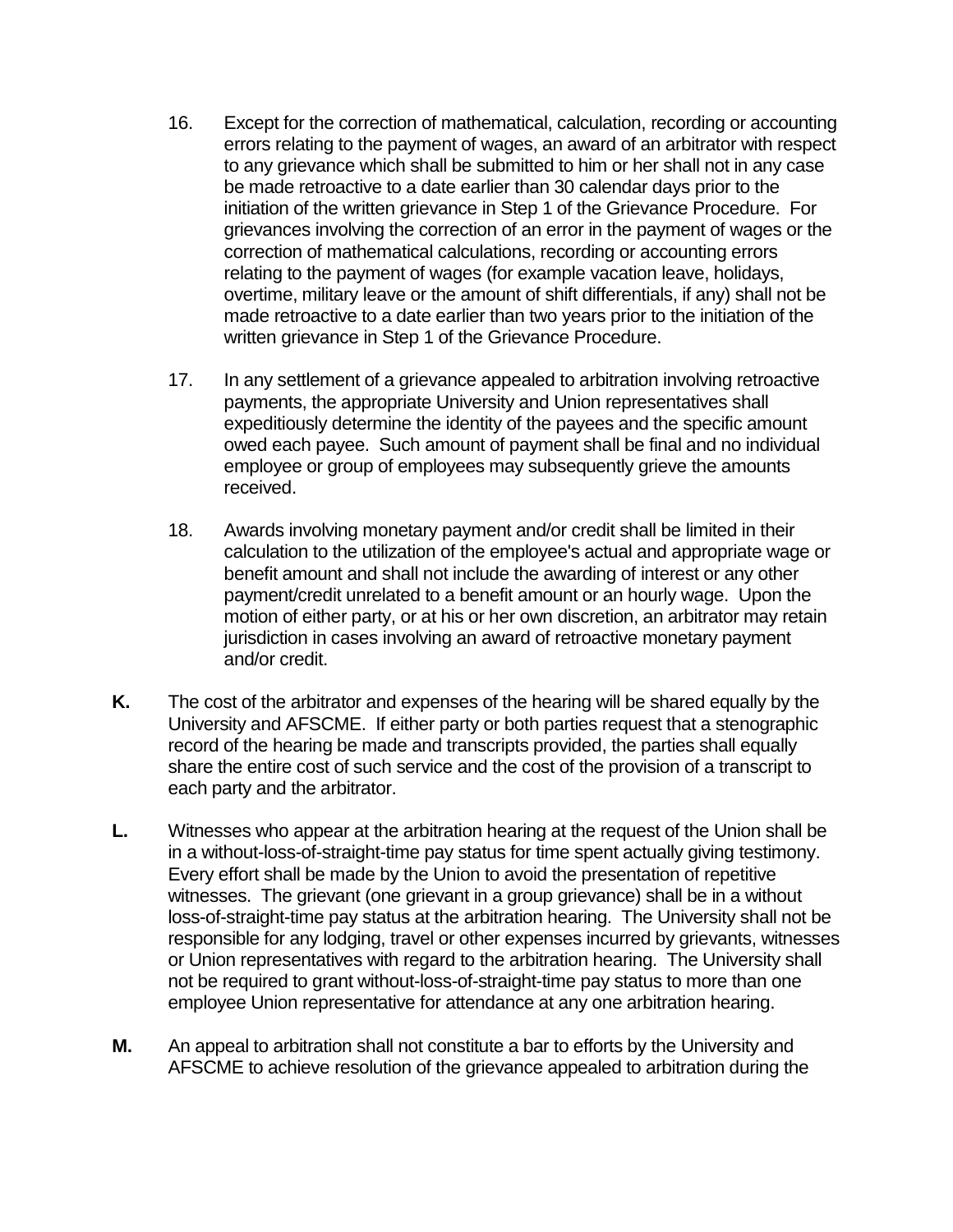16. Except for the correction of mathematical, calculation, recording or accounting errors relating to the payment of wages, an award of an arbitrator with respect to any grievance which shall be submitted to him or her shall not in any case be made retroactive to a date earlier than 30 calendar days prior to the initiation of the written grievance in Step 1 of the Grievance Procedure. For grievances involving the correction of an error in the payment of wages or the correction of mathematical calculations, recording or accounting errors relating to the payment of wages (for example vacation leave, holidays, overtime, military leave or the amount of shift differentials, if any) shall not be made retroactive to a date earlier than two years prior to the initiation of the written grievance in Step 1 of the Grievance Procedure.

17. In any settlement of a grievance appealed to arbitration involving retroactive payments, the appropriate University and Union representatives shall expeditiously determine the identity of the payees and the specific amount owed each payee. Such amount of payment shall be final and no individual employee or group of employees may subsequently grieve the amounts received.

18. Awards involving monetary payment and/or credit shall be limited in their calculation to the utilization of the employee's actual and appropriate wage or benefit amount and shall not include the awarding of interest or any other payment/credit unrelated to a benefit amount or an hourly wage. Upon the motion of either party, or at his or her own discretion, an arbitrator may retain jurisdiction in cases involving an award of retroactive monetary payment and/or credit.

**K.** The cost of the arbitrator and expenses of the hearing will be shared equally by the University and AFSCME. If either party or both parties request that a stenographic record of the hearing be made and transcripts provided, the parties shall equally share the entire cost of such service and the cost of the provision of a transcript to each party and the arbitrator.

**L.** Witnesses who appear at the arbitration hearing at the request of the Union shall be in a without-loss-of-straight-time pay status for time spent actually giving testimony. Every effort shall be made by the Union to avoid the presentation of repetitive witnesses. The grievant (one grievant in a group grievance) shall be in a without loss-of-straight-time pay status at the arbitration hearing. The University shall not be responsible for any lodging, travel or other expenses incurred by grievants, witnesses or Union representatives with regard to the arbitration hearing. The University shall not be required to grant without-loss-of-straight-time pay status to more than one employee Union representative for attendance at any one arbitration hearing.

**M.** An appeal to arbitration shall not constitute a bar to efforts by the University and AFSCME to achieve resolution of the grievance appealed to arbitration during the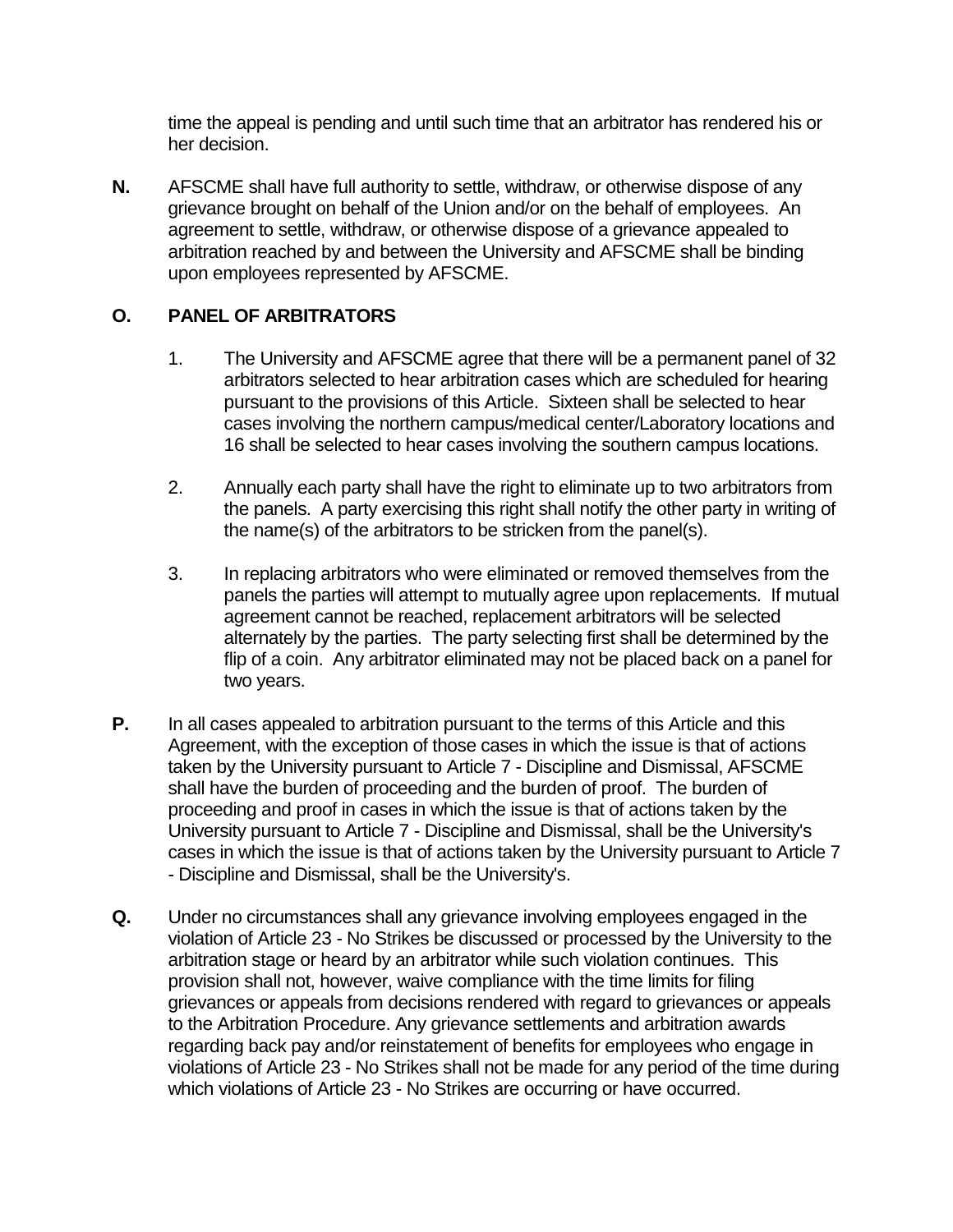time the appeal is pending and until such time that an arbitrator has rendered his or her decision.

**N.** AFSCME shall have full authority to settle, withdraw, or otherwise dispose of any grievance brought on behalf of the Union and/or on the behalf of employees. An agreement to settle, withdraw, or otherwise dispose of a grievance appealed to arbitration reached by and between the University and AFSCME shall be binding upon employees represented by AFSCME.

**O. PANEL OF ARBITRATORS**

1. The University and AFSCME agree that there will be a permanent panel of 32 arbitrators selected to hear arbitration cases which are scheduled for hearing pursuant to the provisions of this Article. Sixteen shall be selected to hear cases involving the northern campus/medical center/Laboratory locations and 16 shall be selected to hear cases involving the southern campus locations.

2. Annually each party shall have the right to eliminate up to two arbitrators from the panels. A party exercising this right shall notify the other party in writing of the name(s) of the arbitrators to be stricken from the panel(s).

3. In replacing arbitrators who were eliminated or removed themselves from the panels the parties will attempt to mutually agree upon replacements. If mutual agreement cannot be reached, replacement arbitrators will be selected alternately by the parties. The party selecting first shall be determined by the flip of a coin. Any arbitrator eliminated may not be placed back on a panel for two years.

**P.** In all cases appealed to arbitration pursuant to the terms of this Article and this Agreement, with the exception of those cases in which the issue is that of actions taken by the University pursuant to Article 7 - Discipline and Dismissal, AFSCME shall have the burden of proceeding and the burden of proof. The burden of proceeding and proof in cases in which the issue is that of actions taken by the University pursuant to Article 7 - Discipline and Dismissal, shall be the University's cases in which the issue is that of actions taken by the University pursuant to Article 7 - Discipline and Dismissal, shall be the University's.

**Q.** Under no circumstances shall any grievance involving employees engaged in the violation of Article 23 - No Strikes be discussed or processed by the University to the arbitration stage or heard by an arbitrator while such violation continues. This provision shall not, however, waive compliance with the time limits for filing grievances or appeals from decisions rendered with regard to grievances or appeals to the Arbitration Procedure. Any grievance settlements and arbitration awards regarding back pay and/or reinstatement of benefits for employees who engage in violations of Article 23 - No Strikes shall not be made for any period of the time during which violations of Article 23 - No Strikes are occurring or have occurred.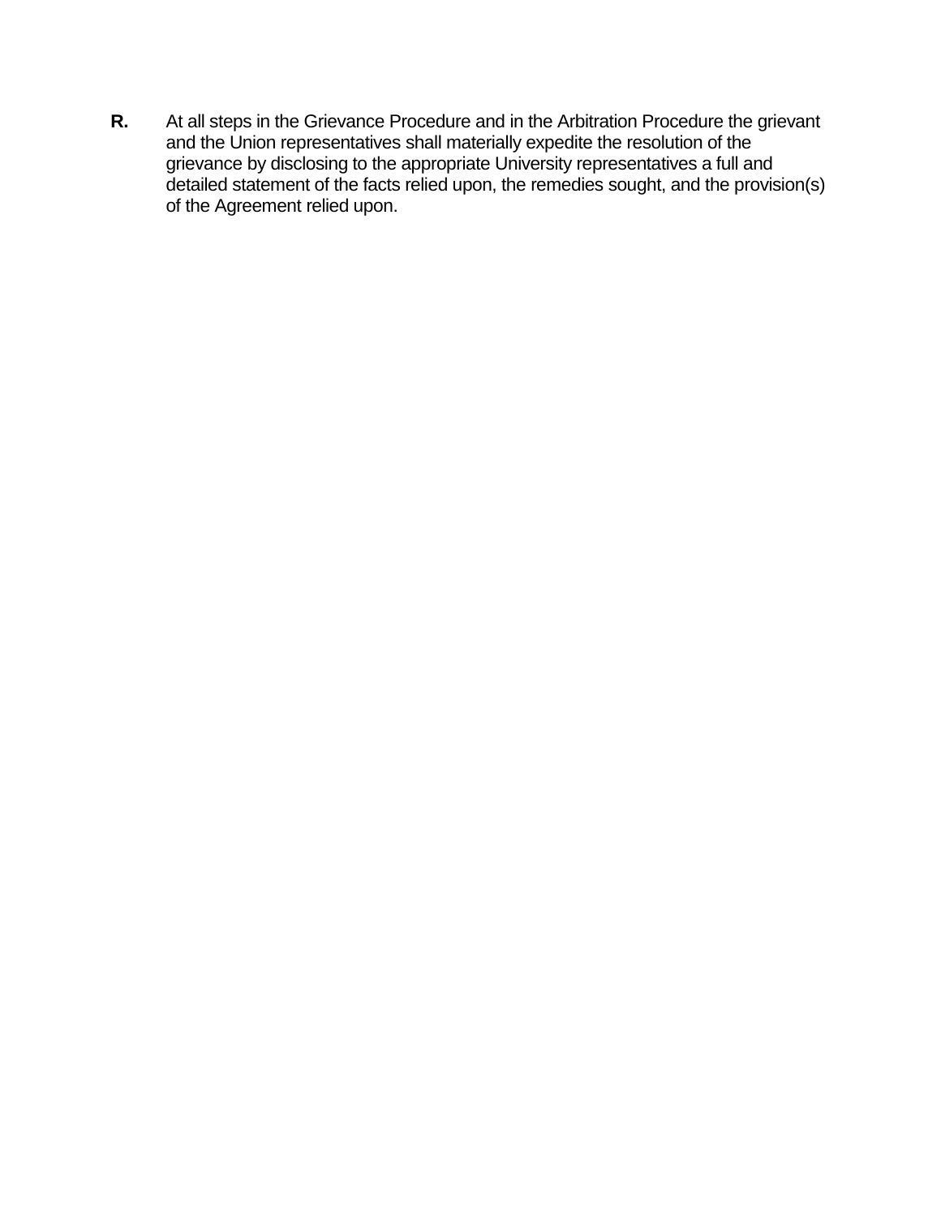**R.** At all steps in the Grievance Procedure and in the Arbitration Procedure the grievant and the Union representatives shall materially expedite the resolution of the grievance by disclosing to the appropriate University representatives a full and detailed statement of the facts relied upon, the remedies sought, and the provision(s) of the Agreement relied upon.